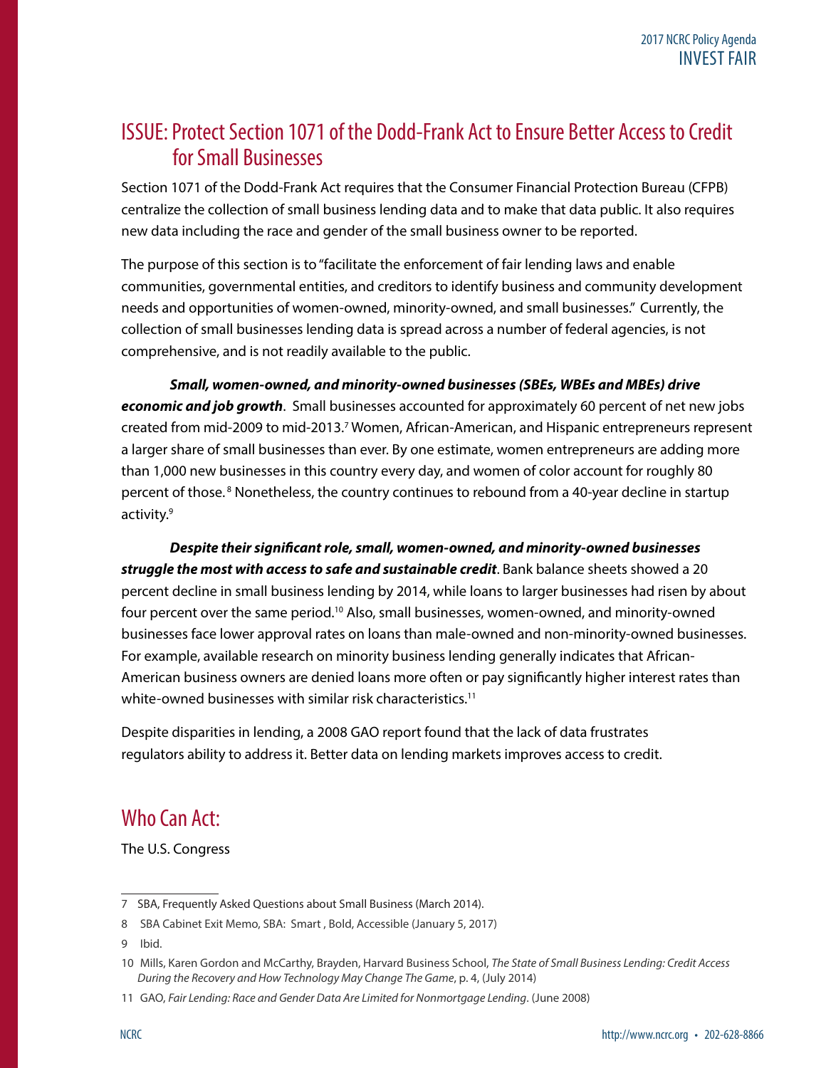## ISSUE: Protect Section 1071 of the Dodd-Frank Act to Ensure Better Access to Credit for Small Businesses

Section 1071 of the Dodd-Frank Act requires that the Consumer Financial Protection Bureau (CFPB) centralize the collection of small business lending data and to make that data public. It also requires new data including the race and gender of the small business owner to be reported.

The purpose of this section is to "facilitate the enforcement of fair lending laws and enable communities, governmental entities, and creditors to identify business and community development needs and opportunities of women-owned, minority-owned, and small businesses." Currently, the collection of small businesses lending data is spread across a number of federal agencies, is not comprehensive, and is not readily available to the public.

***Small, women-owned, and minority-owned businesses (SBEs, WBEs and MBEs) drive economic and job growth***. Small businesses accounted for approximately 60 percent of net new jobs created from mid-2009 to mid-2013.[7] Women, African-American, and Hispanic entrepreneurs represent a larger share of small businesses than ever. By one estimate, women entrepreneurs are adding more than 1,000 new businesses in this country every day, and women of color account for roughly 80 percent of those.[8] Nonetheless, the country continues to rebound from a 40-year decline in startup activity.[9]

***Despite their significant role, small, women-owned, and minority-owned businesses struggle the most with access to safe and sustainable credit***. Bank balance sheets showed a 20 percent decline in small business lending by 2014, while loans to larger businesses had risen by about four percent over the same period.[10] Also, small businesses, women-owned, and minority-owned businesses face lower approval rates on loans than male-owned and non-minority-owned businesses. For example, available research on minority business lending generally indicates that African-American business owners are denied loans more often or pay significantly higher interest rates than white-owned businesses with similar risk characteristics.[11]

Despite disparities in lending, a 2008 GAO report found that the lack of data frustrates regulators ability to address it. Better data on lending markets improves access to credit.

## Who Can Act:

The U.S. Congress

---

7 SBA, Frequently Asked Questions about Small Business (March 2014).

8 SBA Cabinet Exit Memo, SBA: Smart , Bold, Accessible (January 5, 2017)

9 Ibid.

10 Mills, Karen Gordon and McCarthy, Brayden, Harvard Business School, *The State of Small Business Lending: Credit Access During the Recovery and How Technology May Change The Game*, p. 4, (July 2014)

11 GAO, *Fair Lending: Race and Gender Data Are Limited for Nonmortgage Lending*. (June 2008)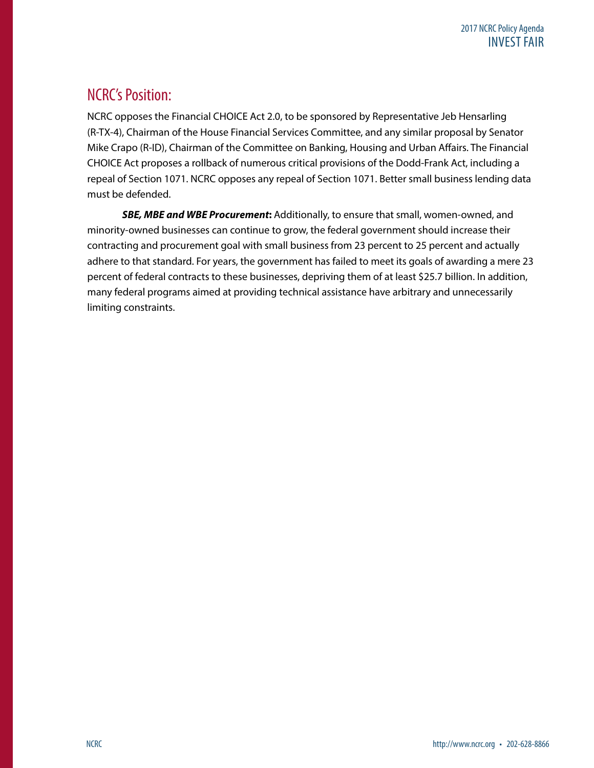## NCRC's Position:

NCRC opposes the Financial CHOICE Act 2.0, to be sponsored by Representative Jeb Hensarling (R-TX-4), Chairman of the House Financial Services Committee, and any similar proposal by Senator Mike Crapo (R-ID), Chairman of the Committee on Banking, Housing and Urban Affairs. The Financial CHOICE Act proposes a rollback of numerous critical provisions of the Dodd-Frank Act, including a repeal of Section 1071. NCRC opposes any repeal of Section 1071. Better small business lending data must be defended.

***SBE, MBE and WBE Procurement*:** Additionally, to ensure that small, women-owned, and minority-owned businesses can continue to grow, the federal government should increase their contracting and procurement goal with small business from 23 percent to 25 percent and actually adhere to that standard. For years, the government has failed to meet its goals of awarding a mere 23 percent of federal contracts to these businesses, depriving them of at least $25.7 billion. In addition, many federal programs aimed at providing technical assistance have arbitrary and unnecessarily limiting constraints.